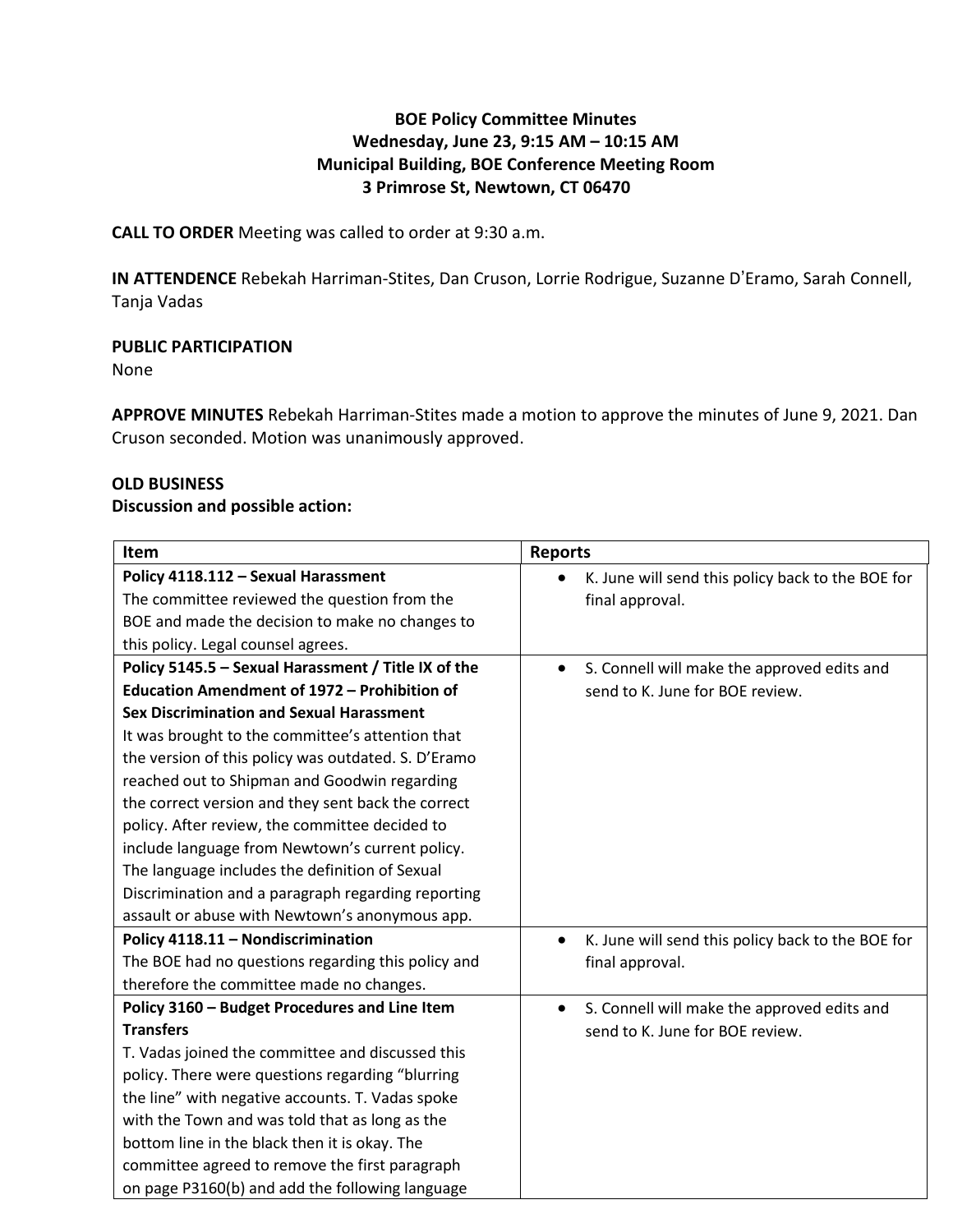**BOE Policy Committee Minutes**
**Wednesday, June 23, 9:15 AM – 10:15 AM**
**Municipal Building, BOE Conference Meeting Room**
**3 Primrose St, Newtown, CT 06470**

**CALL TO ORDER** Meeting was called to order at 9:30 a.m.

**IN ATTENDENCE** Rebekah Harriman-Stites, Dan Cruson, Lorrie Rodrigue, Suzanne D'Eramo, Sarah Connell, Tanja Vadas

**PUBLIC PARTICIPATION**
None

**APPROVE MINUTES** Rebekah Harriman-Stites made a motion to approve the minutes of June 9, 2021. Dan Cruson seconded. Motion was unanimously approved.

**OLD BUSINESS**
**Discussion and possible action:**

| Item | Reports |
|---|---|
| **Policy 4118.112 – Sexual Harassment** The committee reviewed the question from the BOE and made the decision to make no changes to this policy. Legal counsel agrees. | • K. June will send this policy back to the BOE for final approval. |
| **Policy 5145.5 – Sexual Harassment / Title IX of the Education Amendment of 1972 – Prohibition of Sex Discrimination and Sexual Harassment** It was brought to the committee's attention that the version of this policy was outdated. S. D'Eramo reached out to Shipman and Goodwin regarding the correct version and they sent back the correct policy. After review, the committee decided to include language from Newtown's current policy. The language includes the definition of Sexual Discrimination and a paragraph regarding reporting assault or abuse with Newtown's anonymous app. | • S. Connell will make the approved edits and send to K. June for BOE review. |
| **Policy 4118.11 – Nondiscrimination** The BOE had no questions regarding this policy and therefore the committee made no changes. | • K. June will send this policy back to the BOE for final approval. |
| **Policy 3160 – Budget Procedures and Line Item Transfers** T. Vadas joined the committee and discussed this policy. There were questions regarding "blurring the line" with negative accounts. T. Vadas spoke with the Town and was told that as long as the bottom line in the black then it is okay. The committee agreed to remove the first paragraph on page P3160(b) and add the following language | • S. Connell will make the approved edits and send to K. June for BOE review. |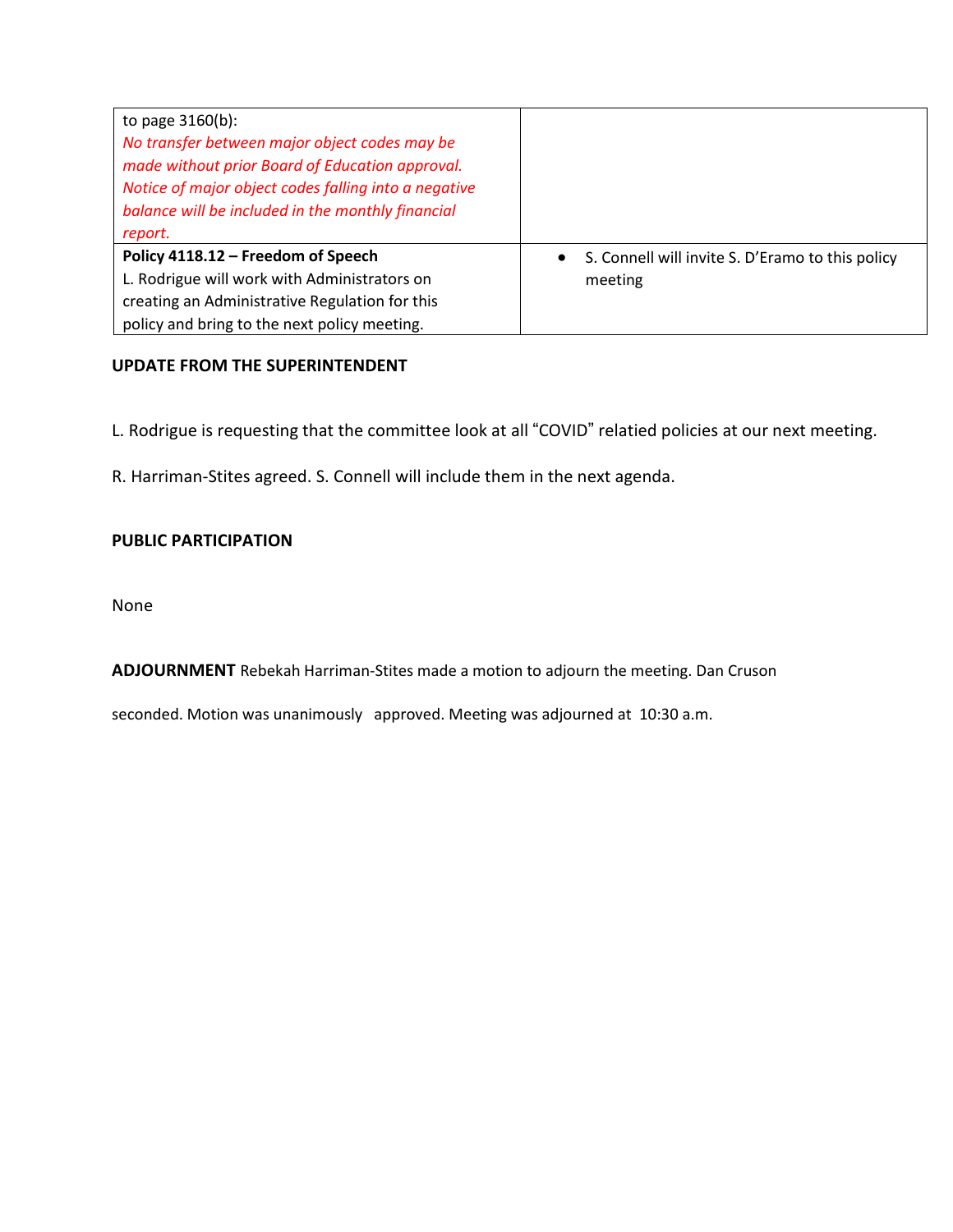| | |
|---|---|
| to page 3160(b):<br>*No transfer between major object codes may be made without prior Board of Education approval. Notice of major object codes falling into a negative balance will be included in the monthly financial report.* | |
| **Policy 4118.12 – Freedom of Speech**<br>L. Rodrigue will work with Administrators on creating an Administrative Regulation for this policy and bring to the next policy meeting. | • S. Connell will invite S. D'Eramo to this policy meeting |

**UPDATE FROM THE SUPERINTENDENT**

L. Rodrigue is requesting that the committee look at all "COVID" relatied policies at our next meeting.

R. Harriman-Stites agreed. S. Connell will include them in the next agenda.

**PUBLIC PARTICIPATION**

None

**ADJOURNMENT** Rebekah Harriman-Stites made a motion to adjourn the meeting. Dan Cruson seconded. Motion was unanimously approved. Meeting was adjourned at 10:30 a.m.